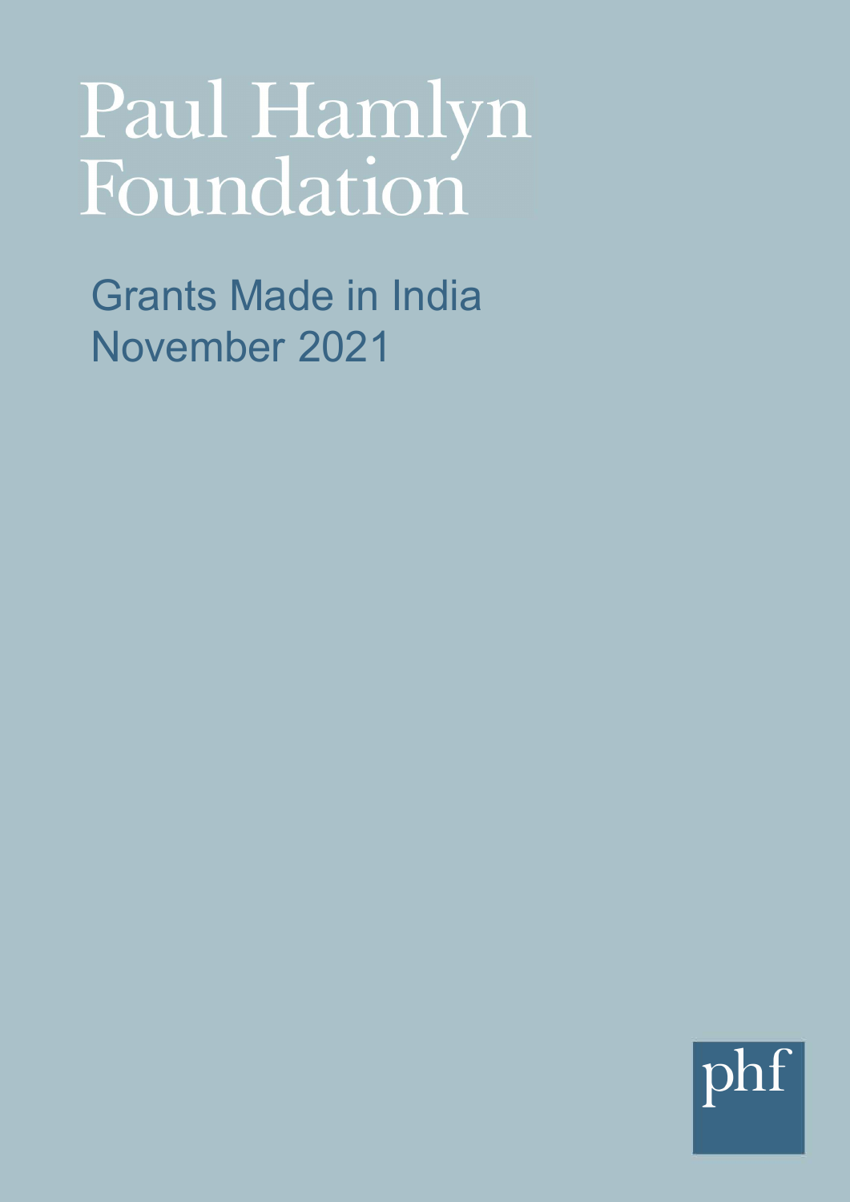# Paul Hamlyn Foundation

## Grants Made in India
## November 2021

phf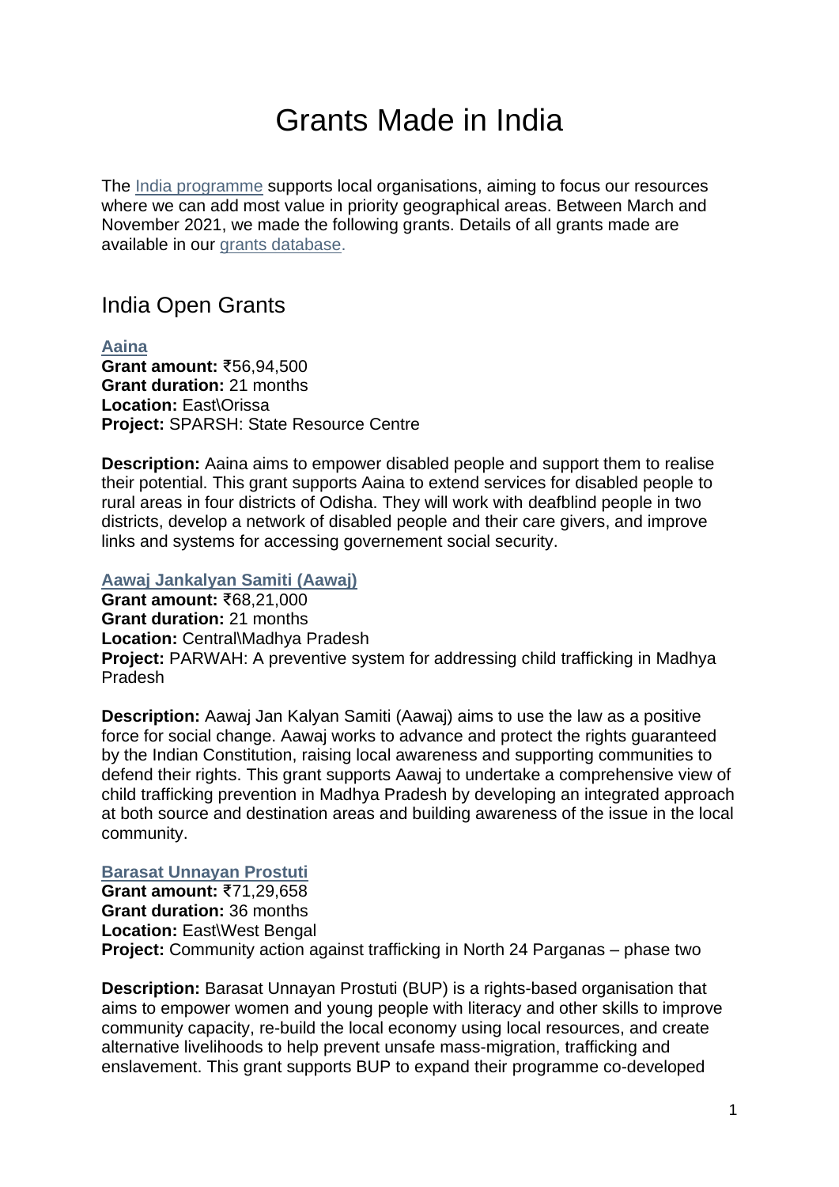# Grants Made in India

The [India programme]() supports local organisations, aiming to focus our resources where we can add most value in priority geographical areas. Between March and November 2021, we made the following grants. Details of all grants made are available in our [grants database]().

## India Open Grants

**[Aaina]()**
**Grant amount:** ₹56,94,500
**Grant duration:** 21 months
**Location:** East\Orissa
**Project:** SPARSH: State Resource Centre

**Description:** Aaina aims to empower disabled people and support them to realise their potential. This grant supports Aaina to extend services for disabled people to rural areas in four districts of Odisha. They will work with deafblind people in two districts, develop a network of disabled people and their care givers, and improve links and systems for accessing governement social security.

**[Aawaj Jankalyan Samiti (Aawaj)]()**
**Grant amount:** ₹68,21,000
**Grant duration:** 21 months
**Location:** Central\Madhya Pradesh
**Project:** PARWAH: A preventive system for addressing child trafficking in Madhya Pradesh

**Description:** Aawaj Jan Kalyan Samiti (Aawaj) aims to use the law as a positive force for social change. Aawaj works to advance and protect the rights guaranteed by the Indian Constitution, raising local awareness and supporting communities to defend their rights. This grant supports Aawaj to undertake a comprehensive view of child trafficking prevention in Madhya Pradesh by developing an integrated approach at both source and destination areas and building awareness of the issue in the local community.

**[Barasat Unnayan Prostuti]()**
**Grant amount:** ₹71,29,658
**Grant duration:** 36 months
**Location:** East\West Bengal
**Project:** Community action against trafficking in North 24 Parganas – phase two

**Description:** Barasat Unnayan Prostuti (BUP) is a rights-based organisation that aims to empower women and young people with literacy and other skills to improve community capacity, re-build the local economy using local resources, and create alternative livelihoods to help prevent unsafe mass-migration, trafficking and enslavement. This grant supports BUP to expand their programme co-developed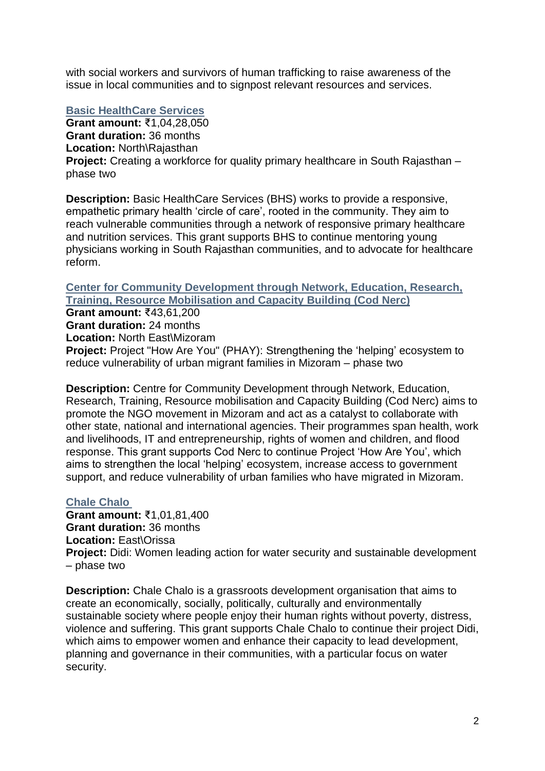with social workers and survivors of human trafficking to raise awareness of the issue in local communities and to signpost relevant resources and services.

### Basic HealthCare Services

**Grant amount:** ₹1,04,28,050
**Grant duration:** 36 months
**Location:** North\Rajasthan
**Project:** Creating a workforce for quality primary healthcare in South Rajasthan – phase two

**Description:** Basic HealthCare Services (BHS) works to provide a responsive, empathetic primary health 'circle of care', rooted in the community. They aim to reach vulnerable communities through a network of responsive primary healthcare and nutrition services. This grant supports BHS to continue mentoring young physicians working in South Rajasthan communities, and to advocate for healthcare reform.

### Center for Community Development through Network, Education, Research, Training, Resource Mobilisation and Capacity Building (Cod Nerc)

**Grant amount:** ₹43,61,200
**Grant duration:** 24 months
**Location:** North East\Mizoram
**Project:** Project "How Are You" (PHAY): Strengthening the 'helping' ecosystem to reduce vulnerability of urban migrant families in Mizoram – phase two

**Description:** Centre for Community Development through Network, Education, Research, Training, Resource mobilisation and Capacity Building (Cod Nerc) aims to promote the NGO movement in Mizoram and act as a catalyst to collaborate with other state, national and international agencies. Their programmes span health, work and livelihoods, IT and entrepreneurship, rights of women and children, and flood response. This grant supports Cod Nerc to continue Project 'How Are You', which aims to strengthen the local 'helping' ecosystem, increase access to government support, and reduce vulnerability of urban families who have migrated in Mizoram.

### Chale Chalo

**Grant amount:** ₹1,01,81,400
**Grant duration:** 36 months
**Location:** East\Orissa
**Project:** Didi: Women leading action for water security and sustainable development – phase two

**Description:** Chale Chalo is a grassroots development organisation that aims to create an economically, socially, politically, culturally and environmentally sustainable society where people enjoy their human rights without poverty, distress, violence and suffering. This grant supports Chale Chalo to continue their project Didi, which aims to empower women and enhance their capacity to lead development, planning and governance in their communities, with a particular focus on water security.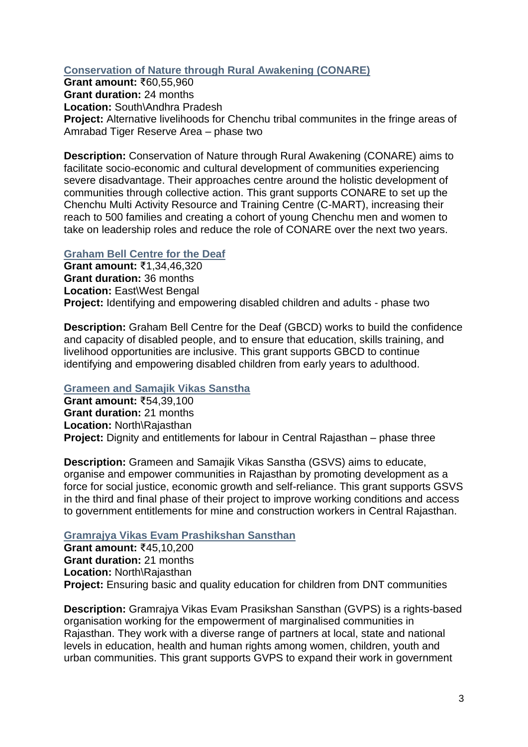### [Conservation of Nature through Rural Awakening (CONARE)]

**Grant amount:** ₹60,55,960
**Grant duration:** 24 months
**Location:** South\Andhra Pradesh
**Project:** Alternative livelihoods for Chenchu tribal communites in the fringe areas of Amrabad Tiger Reserve Area – phase two

**Description:** Conservation of Nature through Rural Awakening (CONARE) aims to facilitate socio-economic and cultural development of communities experiencing severe disadvantage. Their approaches centre around the holistic development of communities through collective action. This grant supports CONARE to set up the Chenchu Multi Activity Resource and Training Centre (C-MART), increasing their reach to 500 families and creating a cohort of young Chenchu men and women to take on leadership roles and reduce the role of CONARE over the next two years.

### [Graham Bell Centre for the Deaf]

**Grant amount:** ₹1,34,46,320
**Grant duration:** 36 months
**Location:** East\West Bengal
**Project:** Identifying and empowering disabled children and adults - phase two

**Description:** Graham Bell Centre for the Deaf (GBCD) works to build the confidence and capacity of disabled people, and to ensure that education, skills training, and livelihood opportunities are inclusive. This grant supports GBCD to continue identifying and empowering disabled children from early years to adulthood.

### [Grameen and Samajik Vikas Sanstha]

**Grant amount:** ₹54,39,100
**Grant duration:** 21 months
**Location:** North\Rajasthan
**Project:** Dignity and entitlements for labour in Central Rajasthan – phase three

**Description:** Grameen and Samajik Vikas Sanstha (GSVS) aims to educate, organise and empower communities in Rajasthan by promoting development as a force for social justice, economic growth and self-reliance. This grant supports GSVS in the third and final phase of their project to improve working conditions and access to government entitlements for mine and construction workers in Central Rajasthan.

### [Gramrajya Vikas Evam Prashikshan Sansthan]

**Grant amount:** ₹45,10,200
**Grant duration:** 21 months
**Location:** North\Rajasthan
**Project:** Ensuring basic and quality education for children from DNT communities

**Description:** Gramrajya Vikas Evam Prasikshan Sansthan (GVPS) is a rights-based organisation working for the empowerment of marginalised communities in Rajasthan. They work with a diverse range of partners at local, state and national levels in education, health and human rights among women, children, youth and urban communities. This grant supports GVPS to expand their work in government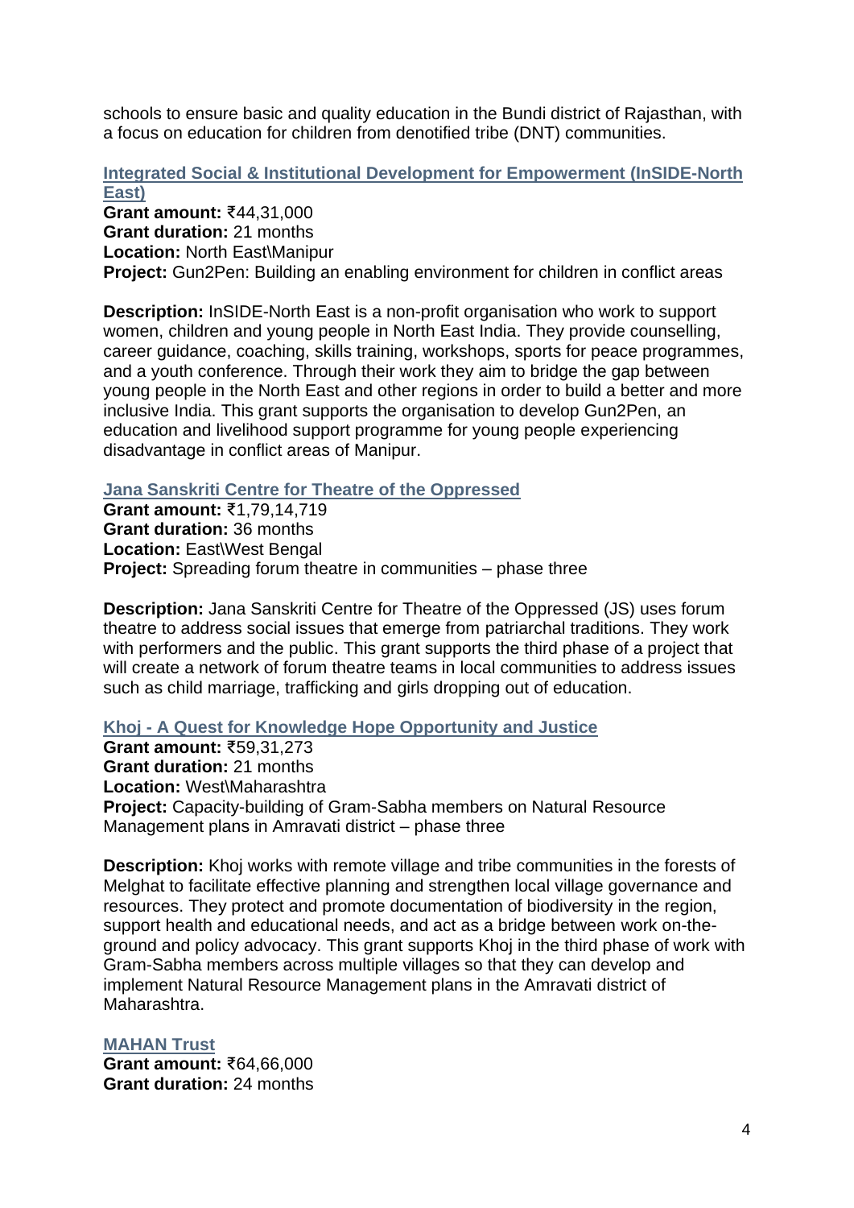schools to ensure basic and quality education in the Bundi district of Rajasthan, with a focus on education for children from denotified tribe (DNT) communities.

### Integrated Social & Institutional Development for Empowerment (InSIDE-North East)

**Grant amount:** ₹44,31,000
**Grant duration:** 21 months
**Location:** North East\Manipur
**Project:** Gun2Pen: Building an enabling environment for children in conflict areas

**Description:** InSIDE-North East is a non-profit organisation who work to support women, children and young people in North East India. They provide counselling, career guidance, coaching, skills training, workshops, sports for peace programmes, and a youth conference. Through their work they aim to bridge the gap between young people in the North East and other regions in order to build a better and more inclusive India. This grant supports the organisation to develop Gun2Pen, an education and livelihood support programme for young people experiencing disadvantage in conflict areas of Manipur.

### Jana Sanskriti Centre for Theatre of the Oppressed

**Grant amount:** ₹1,79,14,719
**Grant duration:** 36 months
**Location:** East\West Bengal
**Project:** Spreading forum theatre in communities – phase three

**Description:** Jana Sanskriti Centre for Theatre of the Oppressed (JS) uses forum theatre to address social issues that emerge from patriarchal traditions. They work with performers and the public. This grant supports the third phase of a project that will create a network of forum theatre teams in local communities to address issues such as child marriage, trafficking and girls dropping out of education.

### Khoj - A Quest for Knowledge Hope Opportunity and Justice

**Grant amount:** ₹59,31,273
**Grant duration:** 21 months
**Location:** West\Maharashtra
**Project:** Capacity-building of Gram-Sabha members on Natural Resource Management plans in Amravati district – phase three

**Description:** Khoj works with remote village and tribe communities in the forests of Melghat to facilitate effective planning and strengthen local village governance and resources. They protect and promote documentation of biodiversity in the region, support health and educational needs, and act as a bridge between work on-the-ground and policy advocacy. This grant supports Khoj in the third phase of work with Gram-Sabha members across multiple villages so that they can develop and implement Natural Resource Management plans in the Amravati district of Maharashtra.

### MAHAN Trust

**Grant amount:** ₹64,66,000
**Grant duration:** 24 months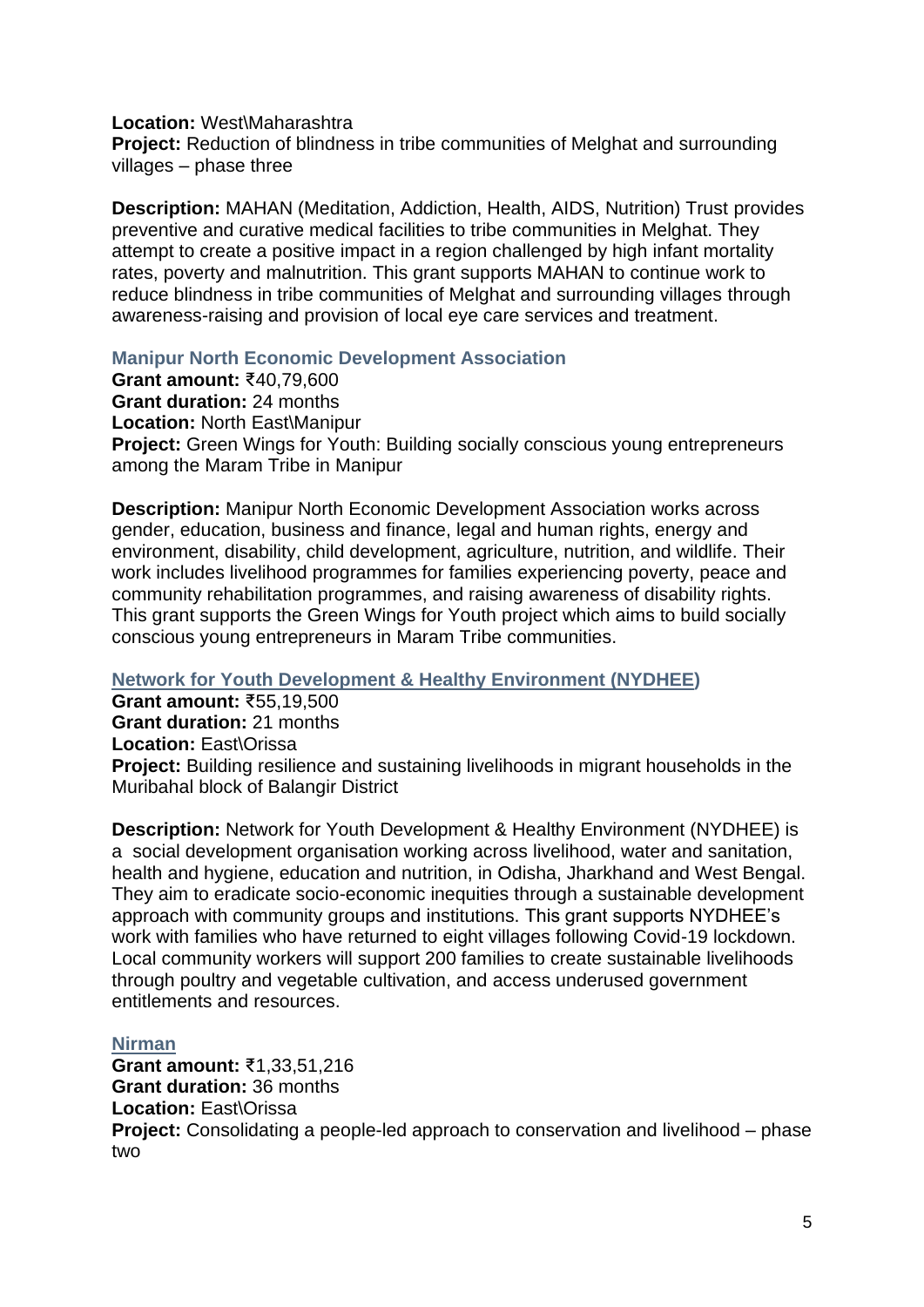**Location:** West\Maharashtra
**Project:** Reduction of blindness in tribe communities of Melghat and surrounding villages – phase three

**Description:** MAHAN (Meditation, Addiction, Health, AIDS, Nutrition) Trust provides preventive and curative medical facilities to tribe communities in Melghat. They attempt to create a positive impact in a region challenged by high infant mortality rates, poverty and malnutrition. This grant supports MAHAN to continue work to reduce blindness in tribe communities of Melghat and surrounding villages through awareness-raising and provision of local eye care services and treatment.

### Manipur North Economic Development Association

**Grant amount:** ₹40,79,600
**Grant duration:** 24 months
**Location:** North East\Manipur
**Project:** Green Wings for Youth: Building socially conscious young entrepreneurs among the Maram Tribe in Manipur

**Description:** Manipur North Economic Development Association works across gender, education, business and finance, legal and human rights, energy and environment, disability, child development, agriculture, nutrition, and wildlife. Their work includes livelihood programmes for families experiencing poverty, peace and community rehabilitation programmes, and raising awareness of disability rights. This grant supports the Green Wings for Youth project which aims to build socially conscious young entrepreneurs in Maram Tribe communities.

### Network for Youth Development & Healthy Environment (NYDHEE)

**Grant amount:** ₹55,19,500
**Grant duration:** 21 months
**Location:** East\Orissa
**Project:** Building resilience and sustaining livelihoods in migrant households in the Muribahal block of Balangir District

**Description:** Network for Youth Development & Healthy Environment (NYDHEE) is a social development organisation working across livelihood, water and sanitation, health and hygiene, education and nutrition, in Odisha, Jharkhand and West Bengal. They aim to eradicate socio-economic inequities through a sustainable development approach with community groups and institutions. This grant supports NYDHEE's work with families who have returned to eight villages following Covid-19 lockdown. Local community workers will support 200 families to create sustainable livelihoods through poultry and vegetable cultivation, and access underused government entitlements and resources.

### Nirman

**Grant amount:** ₹1,33,51,216
**Grant duration:** 36 months
**Location:** East\Orissa
**Project:** Consolidating a people-led approach to conservation and livelihood – phase two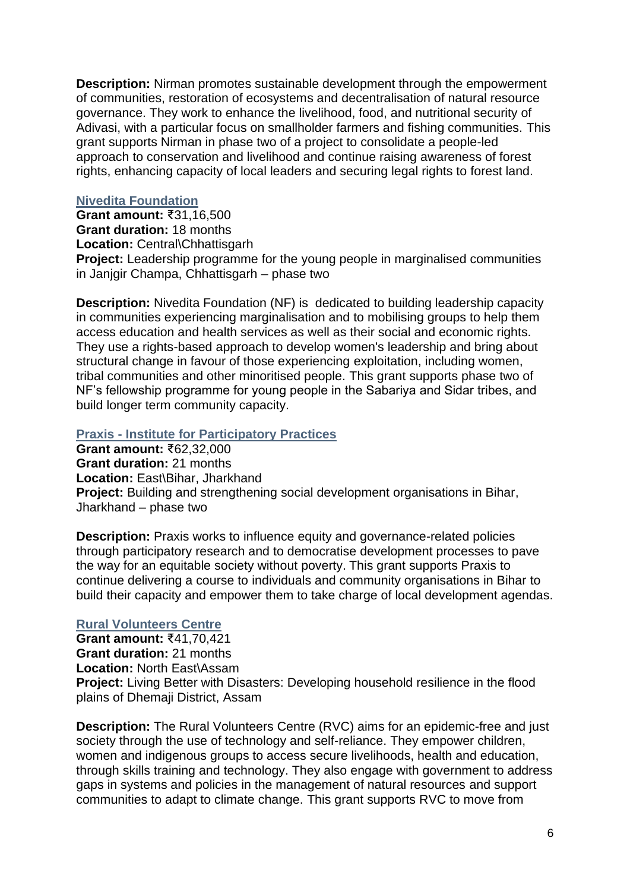**Description:** Nirman promotes sustainable development through the empowerment of communities, restoration of ecosystems and decentralisation of natural resource governance. They work to enhance the livelihood, food, and nutritional security of Adivasi, with a particular focus on smallholder farmers and fishing communities. This grant supports Nirman in phase two of a project to consolidate a people-led approach to conservation and livelihood and continue raising awareness of forest rights, enhancing capacity of local leaders and securing legal rights to forest land.

### Nivedita Foundation

**Grant amount:** ₹31,16,500
**Grant duration:** 18 months
**Location:** Central\Chhattisgarh
**Project:** Leadership programme for the young people in marginalised communities in Janjgir Champa, Chhattisgarh – phase two

**Description:** Nivedita Foundation (NF) is dedicated to building leadership capacity in communities experiencing marginalisation and to mobilising groups to help them access education and health services as well as their social and economic rights. They use a rights-based approach to develop women's leadership and bring about structural change in favour of those experiencing exploitation, including women, tribal communities and other minoritised people. This grant supports phase two of NF's fellowship programme for young people in the Sabariya and Sidar tribes, and build longer term community capacity.

### Praxis - Institute for Participatory Practices

**Grant amount:** ₹62,32,000
**Grant duration:** 21 months
**Location:** East\Bihar, Jharkhand
**Project:** Building and strengthening social development organisations in Bihar, Jharkhand – phase two

**Description:** Praxis works to influence equity and governance-related policies through participatory research and to democratise development processes to pave the way for an equitable society without poverty. This grant supports Praxis to continue delivering a course to individuals and community organisations in Bihar to build their capacity and empower them to take charge of local development agendas.

### Rural Volunteers Centre

**Grant amount:** ₹41,70,421
**Grant duration:** 21 months
**Location:** North East\Assam
**Project:** Living Better with Disasters: Developing household resilience in the flood plains of Dhemaji District, Assam

**Description:** The Rural Volunteers Centre (RVC) aims for an epidemic-free and just society through the use of technology and self-reliance. They empower children, women and indigenous groups to access secure livelihoods, health and education, through skills training and technology. They also engage with government to address gaps in systems and policies in the management of natural resources and support communities to adapt to climate change. This grant supports RVC to move from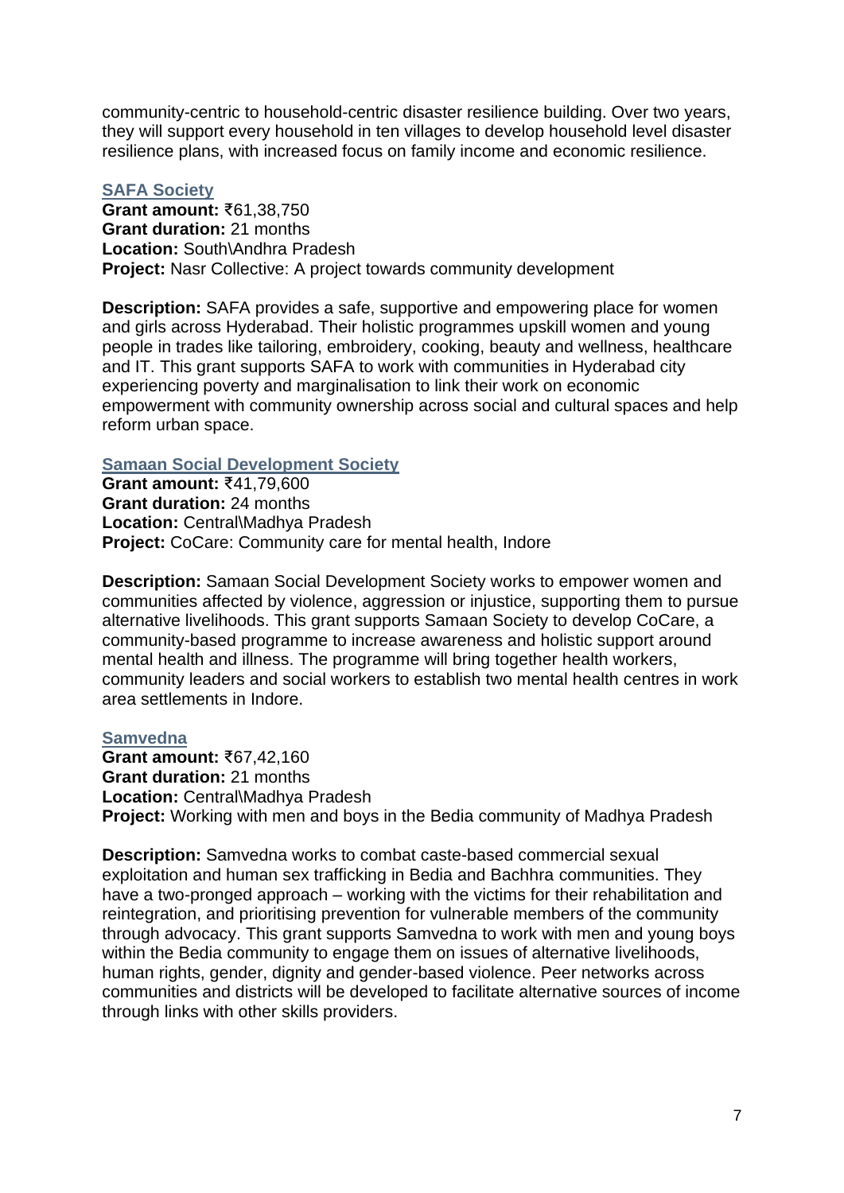community-centric to household-centric disaster resilience building. Over two years, they will support every household in ten villages to develop household level disaster resilience plans, with increased focus on family income and economic resilience.

### SAFA Society

**Grant amount:** ₹61,38,750
**Grant duration:** 21 months
**Location:** South\Andhra Pradesh
**Project:** Nasr Collective: A project towards community development

**Description:** SAFA provides a safe, supportive and empowering place for women and girls across Hyderabad. Their holistic programmes upskill women and young people in trades like tailoring, embroidery, cooking, beauty and wellness, healthcare and IT. This grant supports SAFA to work with communities in Hyderabad city experiencing poverty and marginalisation to link their work on economic empowerment with community ownership across social and cultural spaces and help reform urban space.

### Samaan Social Development Society

**Grant amount:** ₹41,79,600
**Grant duration:** 24 months
**Location:** Central\Madhya Pradesh
**Project:** CoCare: Community care for mental health, Indore

**Description:** Samaan Social Development Society works to empower women and communities affected by violence, aggression or injustice, supporting them to pursue alternative livelihoods. This grant supports Samaan Society to develop CoCare, a community-based programme to increase awareness and holistic support around mental health and illness. The programme will bring together health workers, community leaders and social workers to establish two mental health centres in work area settlements in Indore.

### Samvedna

**Grant amount:** ₹67,42,160
**Grant duration:** 21 months
**Location:** Central\Madhya Pradesh
**Project:** Working with men and boys in the Bedia community of Madhya Pradesh

**Description:** Samvedna works to combat caste-based commercial sexual exploitation and human sex trafficking in Bedia and Bachhra communities. They have a two-pronged approach – working with the victims for their rehabilitation and reintegration, and prioritising prevention for vulnerable members of the community through advocacy. This grant supports Samvedna to work with men and young boys within the Bedia community to engage them on issues of alternative livelihoods, human rights, gender, dignity and gender-based violence. Peer networks across communities and districts will be developed to facilitate alternative sources of income through links with other skills providers.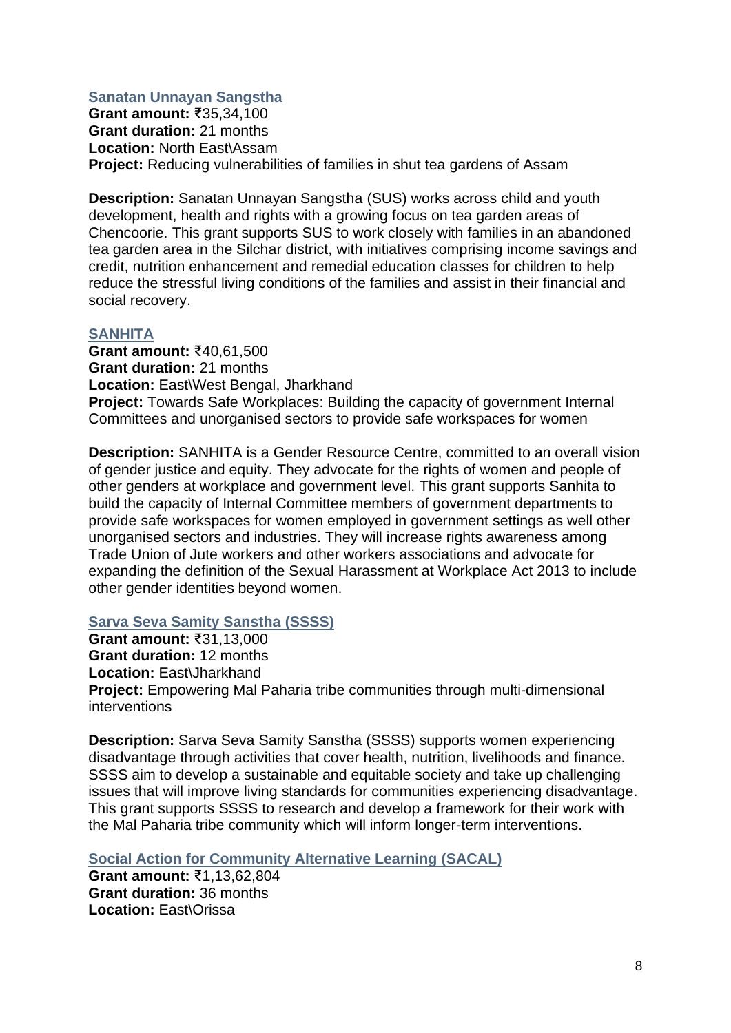### Sanatan Unnayan Sangstha

**Grant amount:** ₹35,34,100
**Grant duration:** 21 months
**Location:** North East\Assam
**Project:** Reducing vulnerabilities of families in shut tea gardens of Assam

**Description:** Sanatan Unnayan Sangstha (SUS) works across child and youth development, health and rights with a growing focus on tea garden areas of Chencoorie. This grant supports SUS to work closely with families in an abandoned tea garden area in the Silchar district, with initiatives comprising income savings and credit, nutrition enhancement and remedial education classes for children to help reduce the stressful living conditions of the families and assist in their financial and social recovery.

### SANHITA

**Grant amount:** ₹40,61,500
**Grant duration:** 21 months
**Location:** East\West Bengal, Jharkhand
**Project:** Towards Safe Workplaces: Building the capacity of government Internal Committees and unorganised sectors to provide safe workspaces for women

**Description:** SANHITA is a Gender Resource Centre, committed to an overall vision of gender justice and equity. They advocate for the rights of women and people of other genders at workplace and government level. This grant supports Sanhita to build the capacity of Internal Committee members of government departments to provide safe workspaces for women employed in government settings as well other unorganised sectors and industries. They will increase rights awareness among Trade Union of Jute workers and other workers associations and advocate for expanding the definition of the Sexual Harassment at Workplace Act 2013 to include other gender identities beyond women.

### Sarva Seva Samity Sanstha (SSSS)

**Grant amount:** ₹31,13,000
**Grant duration:** 12 months
**Location:** East\Jharkhand
**Project:** Empowering Mal Paharia tribe communities through multi-dimensional interventions

**Description:** Sarva Seva Samity Sanstha (SSSS) supports women experiencing disadvantage through activities that cover health, nutrition, livelihoods and finance. SSSS aim to develop a sustainable and equitable society and take up challenging issues that will improve living standards for communities experiencing disadvantage. This grant supports SSSS to research and develop a framework for their work with the Mal Paharia tribe community which will inform longer-term interventions.

### Social Action for Community Alternative Learning (SACAL)

**Grant amount:** ₹1,13,62,804
**Grant duration:** 36 months
**Location:** East\Orissa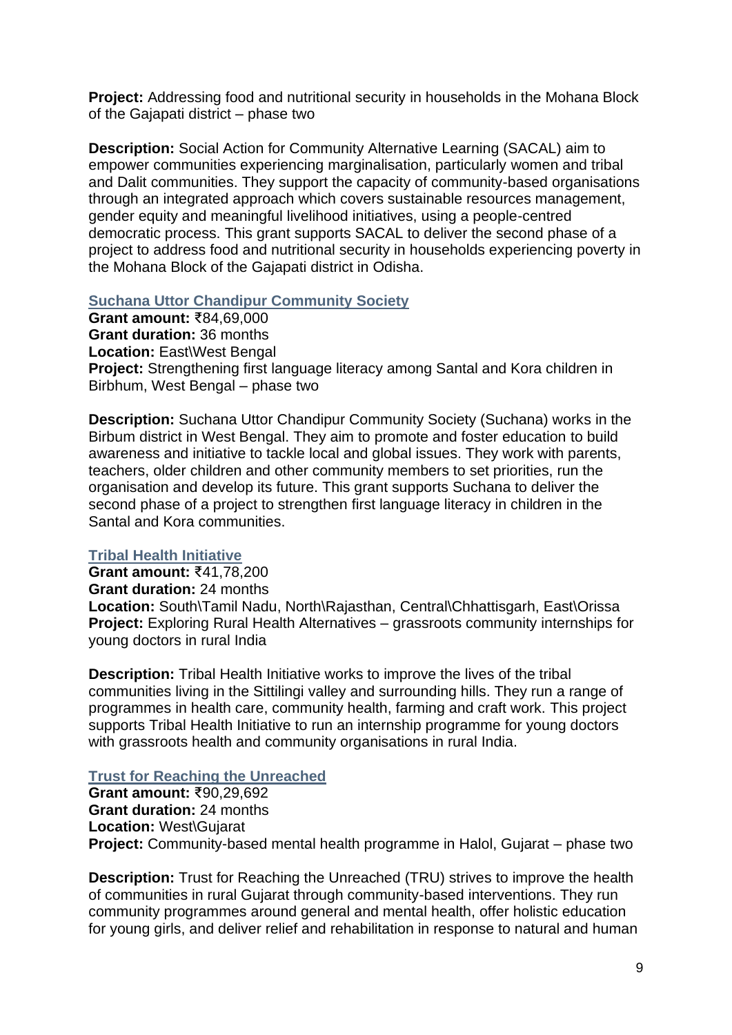**Project:** Addressing food and nutritional security in households in the Mohana Block of the Gajapati district – phase two

**Description:** Social Action for Community Alternative Learning (SACAL) aim to empower communities experiencing marginalisation, particularly women and tribal and Dalit communities. They support the capacity of community-based organisations through an integrated approach which covers sustainable resources management, gender equity and meaningful livelihood initiatives, using a people-centred democratic process. This grant supports SACAL to deliver the second phase of a project to address food and nutritional security in households experiencing poverty in the Mohana Block of the Gajapati district in Odisha.

### Suchana Uttor Chandipur Community Society

**Grant amount:** ₹84,69,000
**Grant duration:** 36 months
**Location:** East\West Bengal
**Project:** Strengthening first language literacy among Santal and Kora children in Birbhum, West Bengal – phase two

**Description:** Suchana Uttor Chandipur Community Society (Suchana) works in the Birbum district in West Bengal. They aim to promote and foster education to build awareness and initiative to tackle local and global issues. They work with parents, teachers, older children and other community members to set priorities, run the organisation and develop its future. This grant supports Suchana to deliver the second phase of a project to strengthen first language literacy in children in the Santal and Kora communities.

### Tribal Health Initiative

**Grant amount:** ₹41,78,200
**Grant duration:** 24 months
**Location:** South\Tamil Nadu, North\Rajasthan, Central\Chhattisgarh, East\Orissa
**Project:** Exploring Rural Health Alternatives – grassroots community internships for young doctors in rural India

**Description:** Tribal Health Initiative works to improve the lives of the tribal communities living in the Sittilingi valley and surrounding hills. They run a range of programmes in health care, community health, farming and craft work. This project supports Tribal Health Initiative to run an internship programme for young doctors with grassroots health and community organisations in rural India.

### Trust for Reaching the Unreached

**Grant amount:** ₹90,29,692
**Grant duration:** 24 months
**Location:** West\Gujarat
**Project:** Community-based mental health programme in Halol, Gujarat – phase two

**Description:** Trust for Reaching the Unreached (TRU) strives to improve the health of communities in rural Gujarat through community-based interventions. They run community programmes around general and mental health, offer holistic education for young girls, and deliver relief and rehabilitation in response to natural and human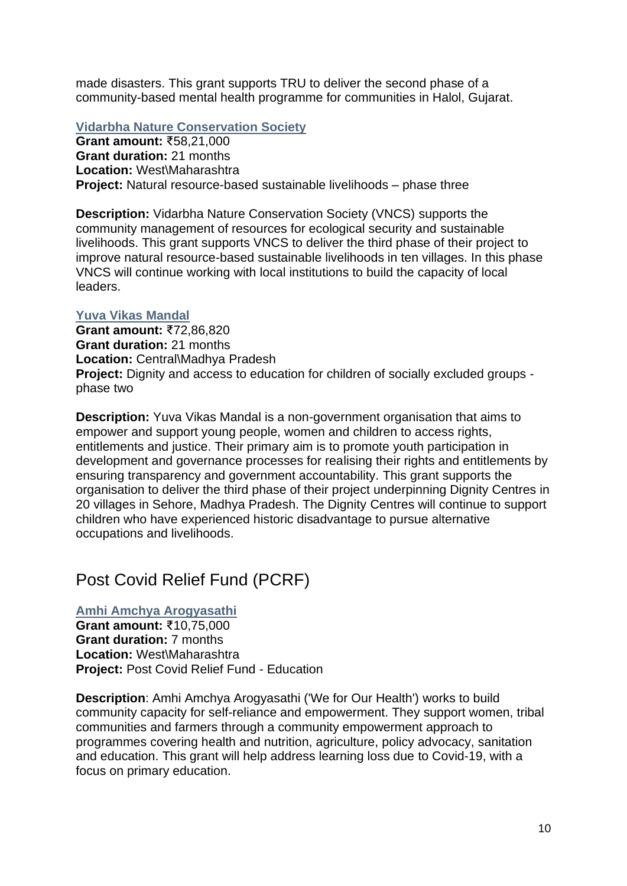made disasters. This grant supports TRU to deliver the second phase of a community-based mental health programme for communities in Halol, Gujarat.

### Vidarbha Nature Conservation Society

**Grant amount:** ₹58,21,000
**Grant duration:** 21 months
**Location:** West\Maharashtra
**Project:** Natural resource-based sustainable livelihoods – phase three

**Description:** Vidarbha Nature Conservation Society (VNCS) supports the community management of resources for ecological security and sustainable livelihoods. This grant supports VNCS to deliver the third phase of their project to improve natural resource-based sustainable livelihoods in ten villages. In this phase VNCS will continue working with local institutions to build the capacity of local leaders.

### Yuva Vikas Mandal

**Grant amount:** ₹72,86,820
**Grant duration:** 21 months
**Location:** Central\Madhya Pradesh
**Project:** Dignity and access to education for children of socially excluded groups - phase two

**Description:** Yuva Vikas Mandal is a non-government organisation that aims to empower and support young people, women and children to access rights, entitlements and justice. Their primary aim is to promote youth participation in development and governance processes for realising their rights and entitlements by ensuring transparency and government accountability. This grant supports the organisation to deliver the third phase of their project underpinning Dignity Centres in 20 villages in Sehore, Madhya Pradesh. The Dignity Centres will continue to support children who have experienced historic disadvantage to pursue alternative occupations and livelihoods.

## Post Covid Relief Fund (PCRF)

### Amhi Amchya Arogyasathi

**Grant amount:** ₹10,75,000
**Grant duration:** 7 months
**Location:** West\Maharashtra
**Project:** Post Covid Relief Fund - Education

**Description**: Amhi Amchya Arogyasathi ('We for Our Health') works to build community capacity for self-reliance and empowerment. They support women, tribal communities and farmers through a community empowerment approach to programmes covering health and nutrition, agriculture, policy advocacy, sanitation and education. This grant will help address learning loss due to Covid-19, with a focus on primary education.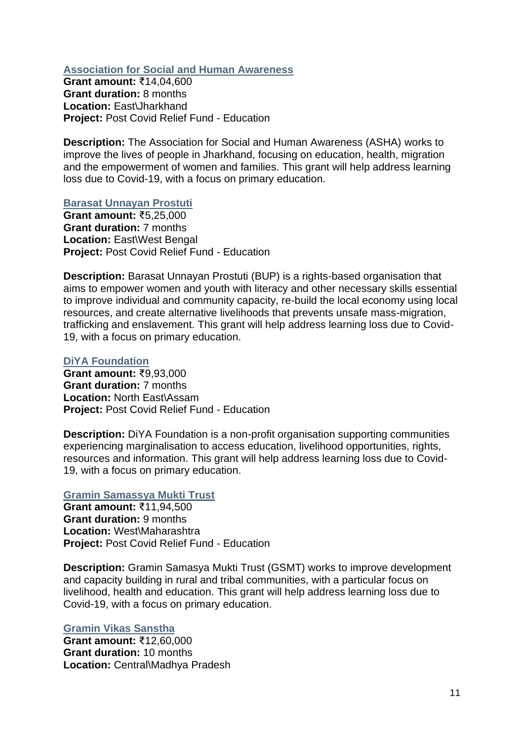### [Association for Social and Human Awareness]

**Grant amount:** ₹14,04,600
**Grant duration:** 8 months
**Location:** East\Jharkhand
**Project:** Post Covid Relief Fund - Education

**Description:** The Association for Social and Human Awareness (ASHA) works to improve the lives of people in Jharkhand, focusing on education, health, migration and the empowerment of women and families. This grant will help address learning loss due to Covid-19, with a focus on primary education.

### [Barasat Unnayan Prostuti]

**Grant amount:** ₹5,25,000
**Grant duration:** 7 months
**Location:** East\West Bengal
**Project:** Post Covid Relief Fund - Education

**Description:** Barasat Unnayan Prostuti (BUP) is a rights-based organisation that aims to empower women and youth with literacy and other necessary skills essential to improve individual and community capacity, re-build the local economy using local resources, and create alternative livelihoods that prevents unsafe mass-migration, trafficking and enslavement. This grant will help address learning loss due to Covid-19, with a focus on primary education.

### [DiYA Foundation]

**Grant amount:** ₹9,93,000
**Grant duration:** 7 months
**Location:** North East\Assam
**Project:** Post Covid Relief Fund - Education

**Description:** DiYA Foundation is a non-profit organisation supporting communities experiencing marginalisation to access education, livelihood opportunities, rights, resources and information. This grant will help address learning loss due to Covid-19, with a focus on primary education.

### [Gramin Samassya Mukti Trust]

**Grant amount:** ₹11,94,500
**Grant duration:** 9 months
**Location:** West\Maharashtra
**Project:** Post Covid Relief Fund - Education

**Description:** Gramin Samasya Mukti Trust (GSMT) works to improve development and capacity building in rural and tribal communities, with a particular focus on livelihood, health and education. This grant will help address learning loss due to Covid-19, with a focus on primary education.

### [Gramin Vikas Sanstha]

**Grant amount:** ₹12,60,000
**Grant duration:** 10 months
**Location:** Central\Madhya Pradesh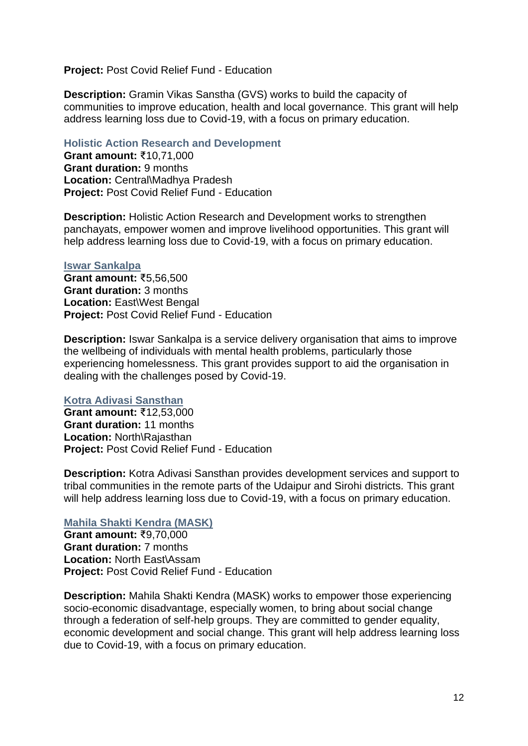**Project:** Post Covid Relief Fund - Education

**Description:** Gramin Vikas Sanstha (GVS) works to build the capacity of communities to improve education, health and local governance. This grant will help address learning loss due to Covid-19, with a focus on primary education.

### Holistic Action Research and Development

**Grant amount:** ₹10,71,000
**Grant duration:** 9 months
**Location:** Central\Madhya Pradesh
**Project:** Post Covid Relief Fund - Education

**Description:** Holistic Action Research and Development works to strengthen panchayats, empower women and improve livelihood opportunities. This grant will help address learning loss due to Covid-19, with a focus on primary education.

### Iswar Sankalpa

**Grant amount:** ₹5,56,500
**Grant duration:** 3 months
**Location:** East\West Bengal
**Project:** Post Covid Relief Fund - Education

**Description:** Iswar Sankalpa is a service delivery organisation that aims to improve the wellbeing of individuals with mental health problems, particularly those experiencing homelessness. This grant provides support to aid the organisation in dealing with the challenges posed by Covid-19.

### Kotra Adivasi Sansthan

**Grant amount:** ₹12,53,000
**Grant duration:** 11 months
**Location:** North\Rajasthan
**Project:** Post Covid Relief Fund - Education

**Description:** Kotra Adivasi Sansthan provides development services and support to tribal communities in the remote parts of the Udaipur and Sirohi districts. This grant will help address learning loss due to Covid-19, with a focus on primary education.

### Mahila Shakti Kendra (MASK)

**Grant amount:** ₹9,70,000
**Grant duration:** 7 months
**Location:** North East\Assam
**Project:** Post Covid Relief Fund - Education

**Description:** Mahila Shakti Kendra (MASK) works to empower those experiencing socio-economic disadvantage, especially women, to bring about social change through a federation of self-help groups. They are committed to gender equality, economic development and social change. This grant will help address learning loss due to Covid-19, with a focus on primary education.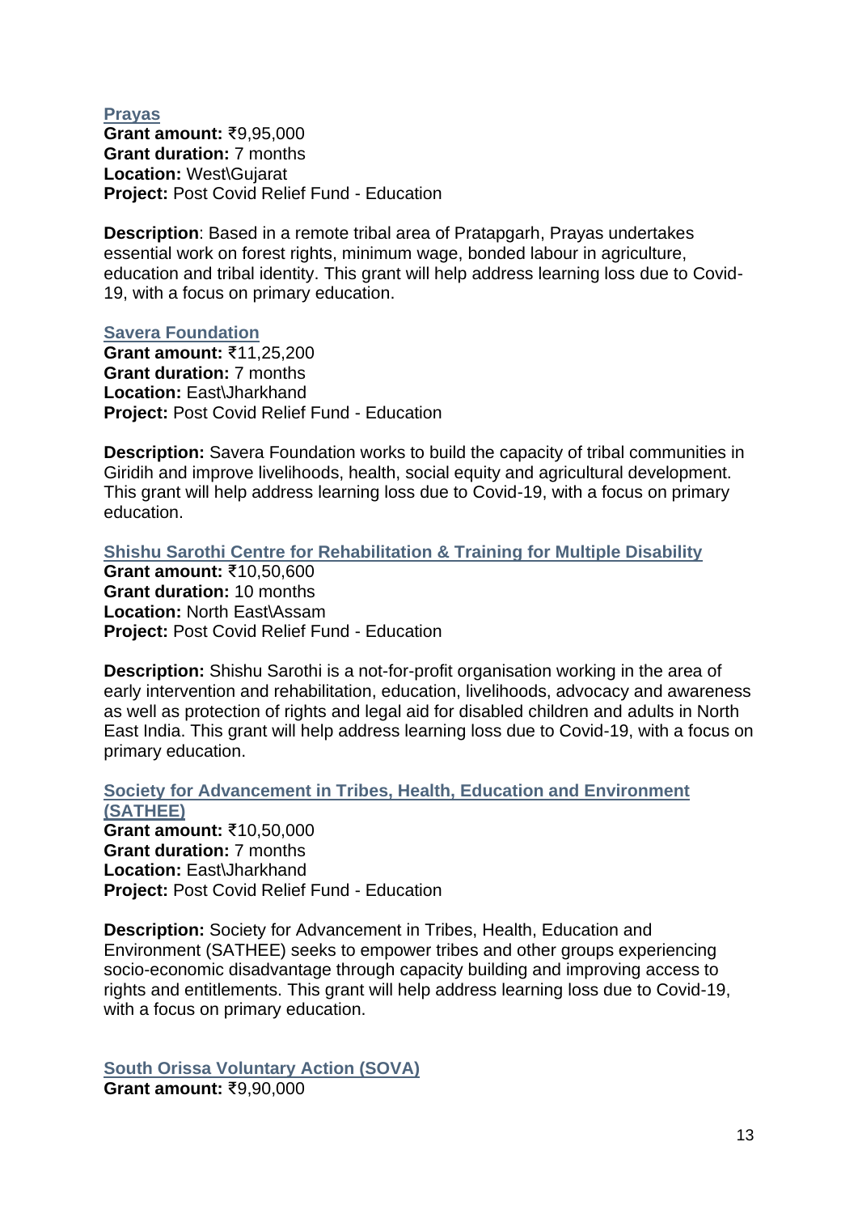**Prayas**
**Grant amount:** ₹9,95,000
**Grant duration:** 7 months
**Location:** West\Gujarat
**Project:** Post Covid Relief Fund - Education

**Description**: Based in a remote tribal area of Pratapgarh, Prayas undertakes essential work on forest rights, minimum wage, bonded labour in agriculture, education and tribal identity. This grant will help address learning loss due to Covid-19, with a focus on primary education.

**Savera Foundation**
**Grant amount:** ₹11,25,200
**Grant duration:** 7 months
**Location:** East\Jharkhand
**Project:** Post Covid Relief Fund - Education

**Description:** Savera Foundation works to build the capacity of tribal communities in Giridih and improve livelihoods, health, social equity and agricultural development. This grant will help address learning loss due to Covid-19, with a focus on primary education.

**Shishu Sarothi Centre for Rehabilitation & Training for Multiple Disability**
**Grant amount:** ₹10,50,600
**Grant duration:** 10 months
**Location:** North East\Assam
**Project:** Post Covid Relief Fund - Education

**Description:** Shishu Sarothi is a not-for-profit organisation working in the area of early intervention and rehabilitation, education, livelihoods, advocacy and awareness as well as protection of rights and legal aid for disabled children and adults in North East India. This grant will help address learning loss due to Covid-19, with a focus on primary education.

**Society for Advancement in Tribes, Health, Education and Environment (SATHEE)**
**Grant amount:** ₹10,50,000
**Grant duration:** 7 months
**Location:** East\Jharkhand
**Project:** Post Covid Relief Fund - Education

**Description:** Society for Advancement in Tribes, Health, Education and Environment (SATHEE) seeks to empower tribes and other groups experiencing socio-economic disadvantage through capacity building and improving access to rights and entitlements. This grant will help address learning loss due to Covid-19, with a focus on primary education.

**South Orissa Voluntary Action (SOVA)**
**Grant amount:** ₹9,90,000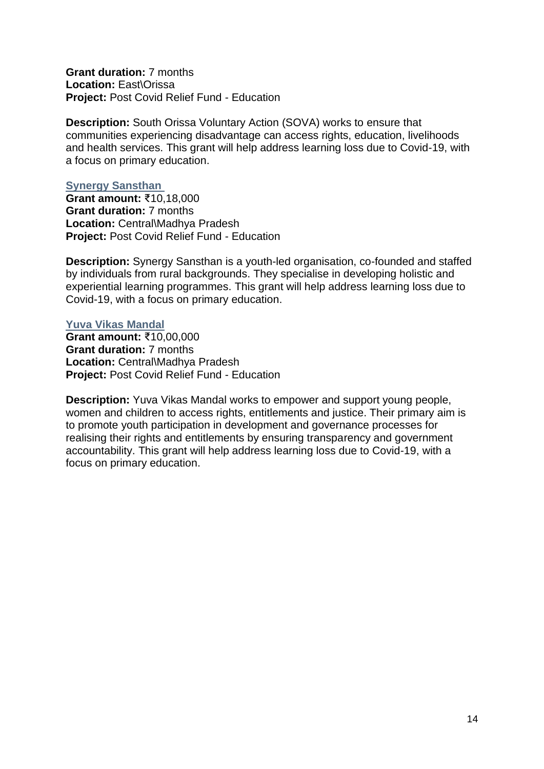**Grant duration:** 7 months
**Location:** East\Orissa
**Project:** Post Covid Relief Fund - Education

**Description:** South Orissa Voluntary Action (SOVA) works to ensure that communities experiencing disadvantage can access rights, education, livelihoods and health services. This grant will help address learning loss due to Covid-19, with a focus on primary education.

**Synergy Sansthan**
**Grant amount:** ₹10,18,000
**Grant duration:** 7 months
**Location:** Central\Madhya Pradesh
**Project:** Post Covid Relief Fund - Education

**Description:** Synergy Sansthan is a youth-led organisation, co-founded and staffed by individuals from rural backgrounds. They specialise in developing holistic and experiential learning programmes. This grant will help address learning loss due to Covid-19, with a focus on primary education.

**Yuva Vikas Mandal**
**Grant amount:** ₹10,00,000
**Grant duration:** 7 months
**Location:** Central\Madhya Pradesh
**Project:** Post Covid Relief Fund - Education

**Description:** Yuva Vikas Mandal works to empower and support young people, women and children to access rights, entitlements and justice. Their primary aim is to promote youth participation in development and governance processes for realising their rights and entitlements by ensuring transparency and government accountability. This grant will help address learning loss due to Covid-19, with a focus on primary education.